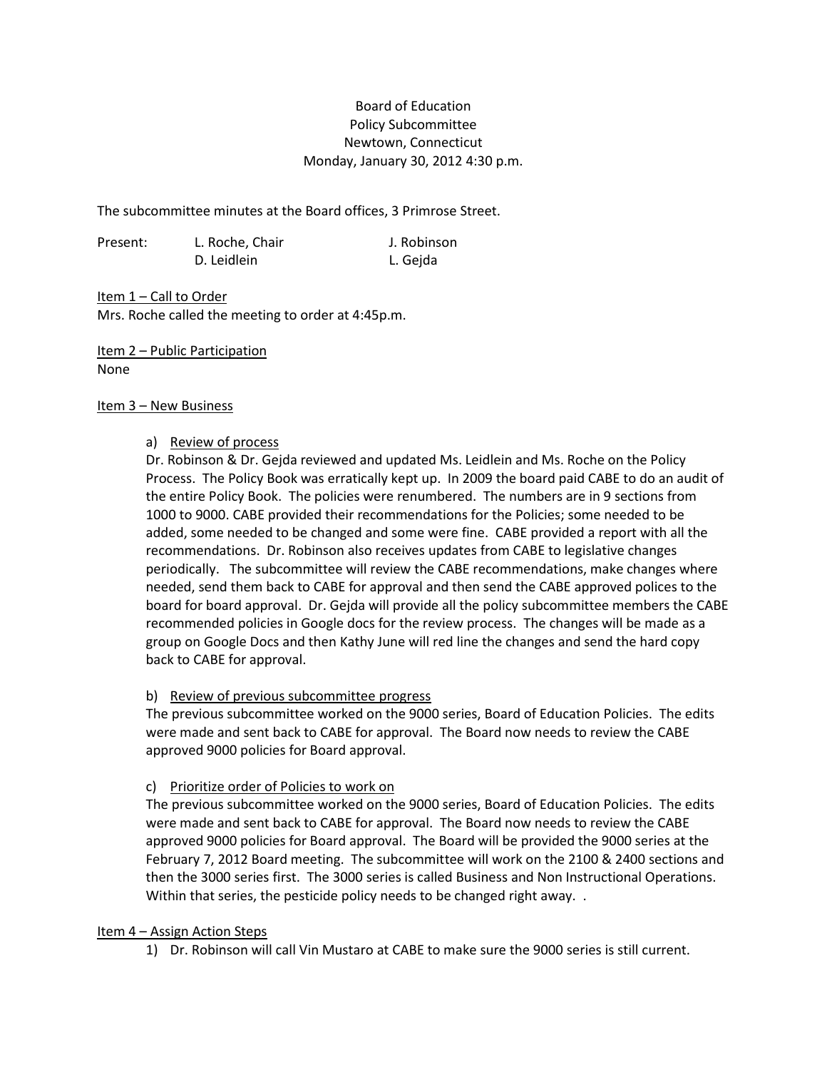Board of Education
Policy Subcommittee
Newtown, Connecticut
Monday, January 30, 2012 4:30 p.m.

The subcommittee minutes at the Board offices, 3 Primrose Street.

Present: L. Roche, Chair; J. Robinson; D. Leidlein; L. Gejda

Item 1 – Call to Order
Mrs. Roche called the meeting to order at 4:45p.m.

Item 2 – Public Participation
None

Item 3 – New Business

a) Review of process
Dr. Robinson & Dr. Gejda reviewed and updated Ms. Leidlein and Ms. Roche on the Policy Process. The Policy Book was erratically kept up. In 2009 the board paid CABE to do an audit of the entire Policy Book. The policies were renumbered. The numbers are in 9 sections from 1000 to 9000. CABE provided their recommendations for the Policies; some needed to be added, some needed to be changed and some were fine. CABE provided a report with all the recommendations. Dr. Robinson also receives updates from CABE to legislative changes periodically. The subcommittee will review the CABE recommendations, make changes where needed, send them back to CABE for approval and then send the CABE approved polices to the board for board approval. Dr. Gejda will provide all the policy subcommittee members the CABE recommended policies in Google docs for the review process. The changes will be made as a group on Google Docs and then Kathy June will red line the changes and send the hard copy back to CABE for approval.

b) Review of previous subcommittee progress
The previous subcommittee worked on the 9000 series, Board of Education Policies. The edits were made and sent back to CABE for approval. The Board now needs to review the CABE approved 9000 policies for Board approval.

c) Prioritize order of Policies to work on
The previous subcommittee worked on the 9000 series, Board of Education Policies. The edits were made and sent back to CABE for approval. The Board now needs to review the CABE approved 9000 policies for Board approval. The Board will be provided the 9000 series at the February 7, 2012 Board meeting. The subcommittee will work on the 2100 & 2400 sections and then the 3000 series first. The 3000 series is called Business and Non Instructional Operations. Within that series, the pesticide policy needs to be changed right away. .

Item 4 – Assign Action Steps

1) Dr. Robinson will call Vin Mustaro at CABE to make sure the 9000 series is still current.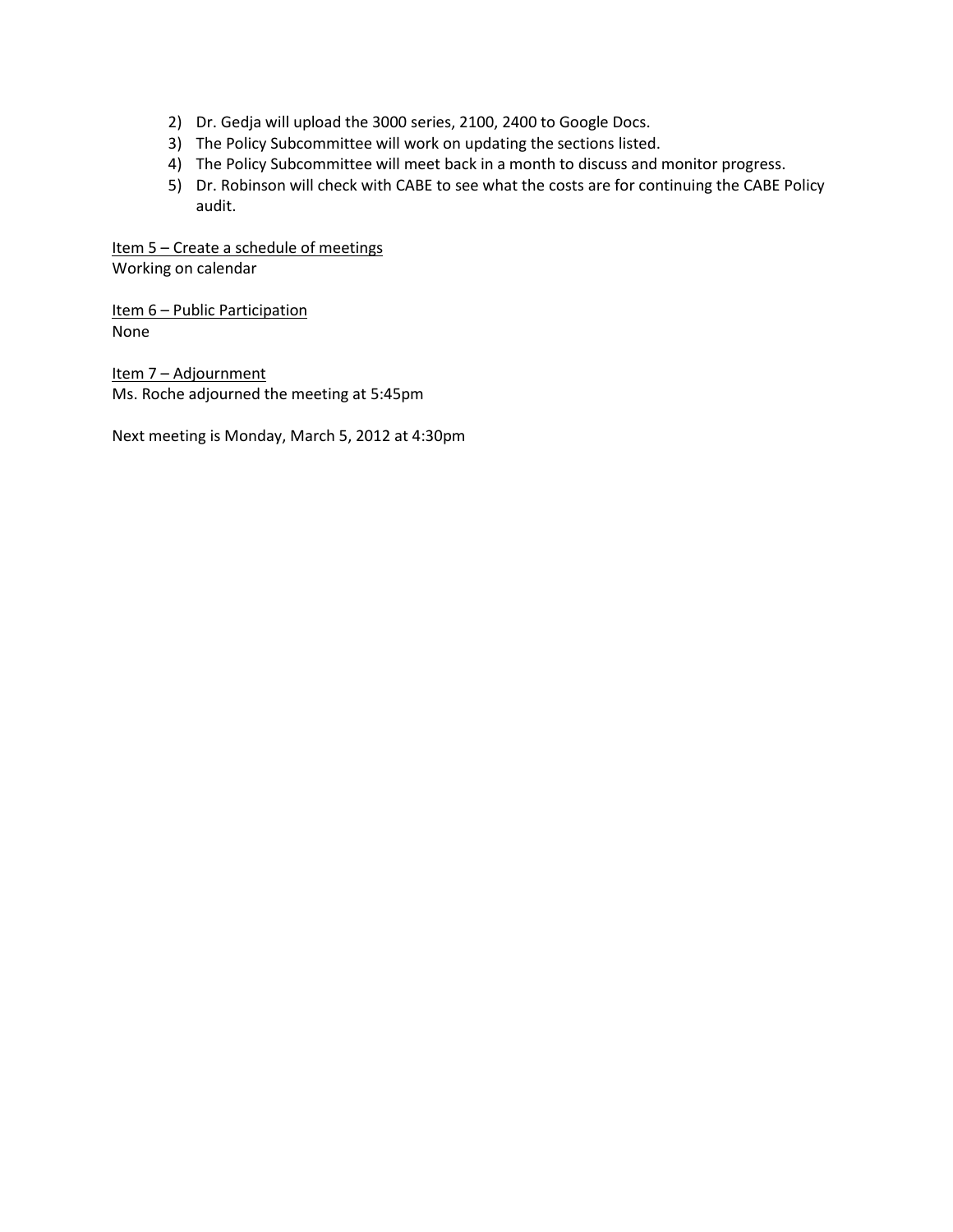2) Dr. Gedja will upload the 3000 series, 2100, 2400 to Google Docs.
3) The Policy Subcommittee will work on updating the sections listed.
4) The Policy Subcommittee will meet back in a month to discuss and monitor progress.
5) Dr. Robinson will check with CABE to see what the costs are for continuing the CABE Policy audit.

Item 5 – Create a schedule of meetings
Working on calendar

Item 6 – Public Participation
None

Item 7 – Adjournment
Ms. Roche adjourned the meeting at 5:45pm

Next meeting is Monday, March 5, 2012 at 4:30pm